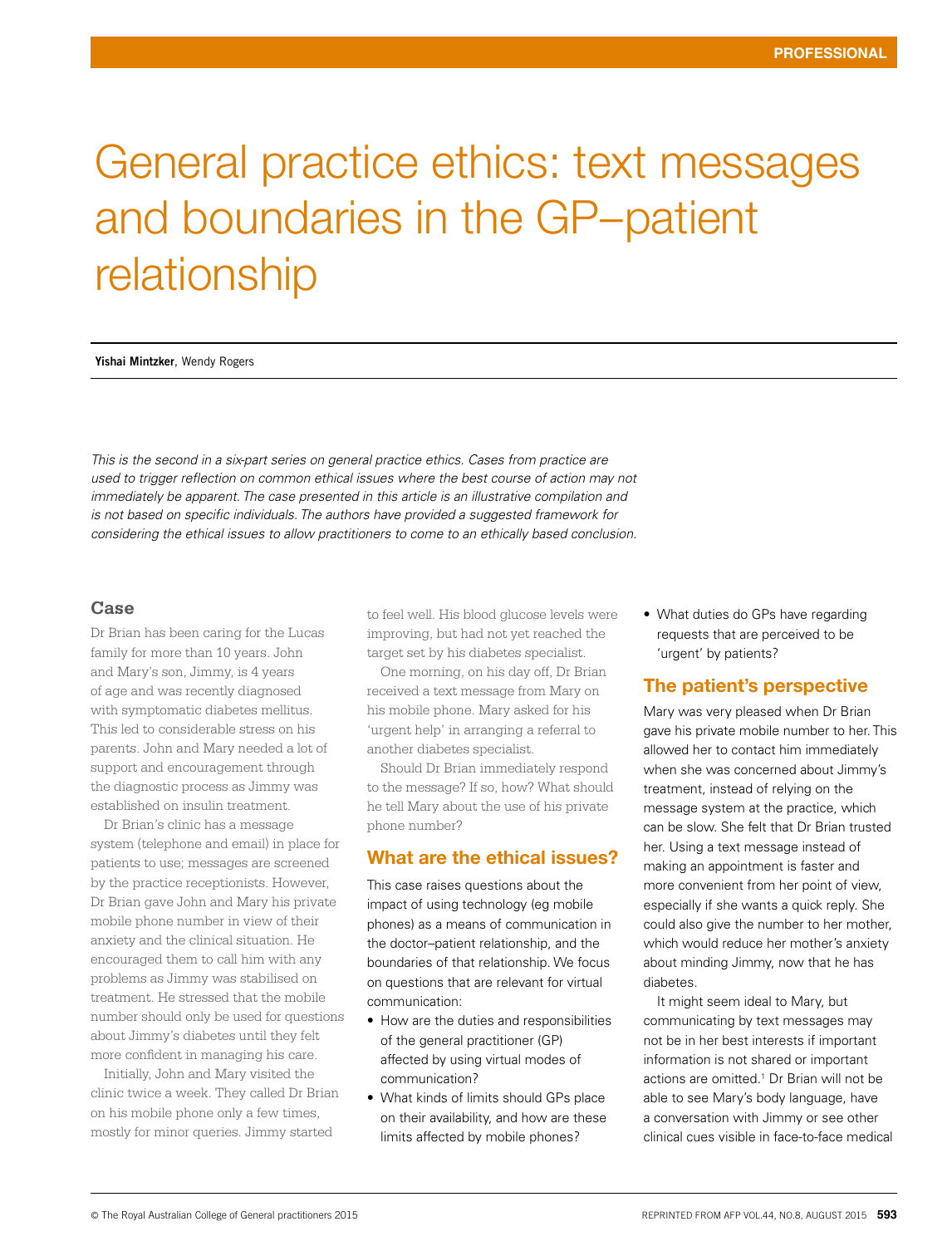# General practice ethics: text messages and boundaries in the GP–patient relationship

**Yishai Mintzker**, Wendy Rogers

*This is the second in a six-part series on general practice ethics. Cases from practice are used to trigger reflection on common ethical issues where the best course of action may not immediately be apparent. The case presented in this article is an illustrative compilation and is not based on specific individuals. The authors have provided a suggested framework for considering the ethical issues to allow practitioners to come to an ethically based conclusion.*

## Case

Dr Brian has been caring for the Lucas family for more than 10 years. John and Mary's son, Jimmy, is 4 years of age and was recently diagnosed with symptomatic diabetes mellitus. This led to considerable stress on his parents. John and Mary needed a lot of support and encouragement through the diagnostic process as Jimmy was established on insulin treatment.

Dr Brian's clinic has a message system (telephone and email) in place for patients to use; messages are screened by the practice receptionists. However, Dr Brian gave John and Mary his private mobile phone number in view of their anxiety and the clinical situation. He encouraged them to call him with any problems as Jimmy was stabilised on treatment. He stressed that the mobile number should only be used for questions about Jimmy's diabetes until they felt more confident in managing his care.

Initially, John and Mary visited the clinic twice a week. They called Dr Brian on his mobile phone only a few times, mostly for minor queries. Jimmy started to feel well. His blood glucose levels were improving, but had not yet reached the target set by his diabetes specialist.

One morning, on his day off, Dr Brian received a text message from Mary on his mobile phone. Mary asked for his 'urgent help' in arranging a referral to another diabetes specialist.

Should Dr Brian immediately respond to the message? If so, how? What should he tell Mary about the use of his private phone number?

## What are the ethical issues?

This case raises questions about the impact of using technology (eg mobile phones) as a means of communication in the doctor–patient relationship, and the boundaries of that relationship. We focus on questions that are relevant for virtual communication:

- How are the duties and responsibilities of the general practitioner (GP) affected by using virtual modes of communication?
- What kinds of limits should GPs place on their availability, and how are these limits affected by mobile phones?
- What duties do GPs have regarding requests that are perceived to be 'urgent' by patients?

## The patient's perspective

Mary was very pleased when Dr Brian gave his private mobile number to her. This allowed her to contact him immediately when she was concerned about Jimmy's treatment, instead of relying on the message system at the practice, which can be slow. She felt that Dr Brian trusted her. Using a text message instead of making an appointment is faster and more convenient from her point of view, especially if she wants a quick reply. She could also give the number to her mother, which would reduce her mother's anxiety about minding Jimmy, now that he has diabetes.

It might seem ideal to Mary, but communicating by text messages may not be in her best interests if important information is not shared or important actions are omitted.[1] Dr Brian will not be able to see Mary's body language, have a conversation with Jimmy or see other clinical cues visible in face-to-face medical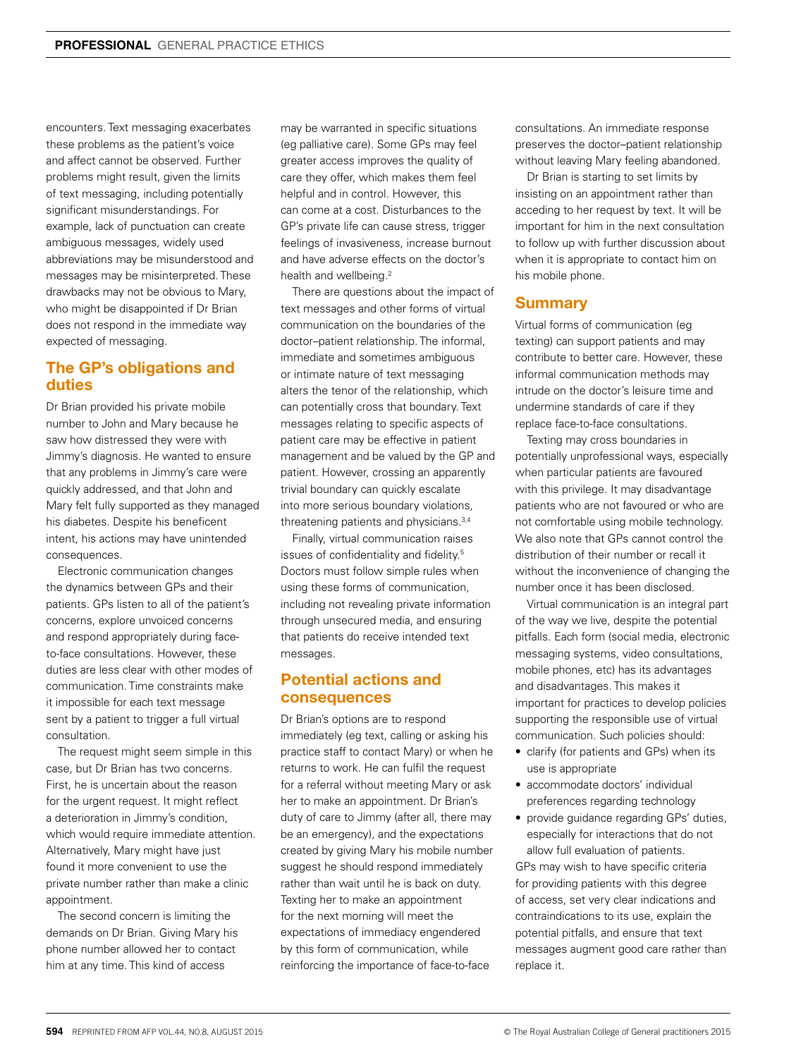encounters. Text messaging exacerbates these problems as the patient's voice and affect cannot be observed. Further problems might result, given the limits of text messaging, including potentially significant misunderstandings. For example, lack of punctuation can create ambiguous messages, widely used abbreviations may be misunderstood and messages may be misinterpreted. These drawbacks may not be obvious to Mary, who might be disappointed if Dr Brian does not respond in the immediate way expected of messaging.

## The GP's obligations and duties

Dr Brian provided his private mobile number to John and Mary because he saw how distressed they were with Jimmy's diagnosis. He wanted to ensure that any problems in Jimmy's care were quickly addressed, and that John and Mary felt fully supported as they managed his diabetes. Despite his beneficent intent, his actions may have unintended consequences.

Electronic communication changes the dynamics between GPs and their patients. GPs listen to all of the patient's concerns, explore unvoiced concerns and respond appropriately during face-to-face consultations. However, these duties are less clear with other modes of communication. Time constraints make it impossible for each text message sent by a patient to trigger a full virtual consultation.

The request might seem simple in this case, but Dr Brian has two concerns. First, he is uncertain about the reason for the urgent request. It might reflect a deterioration in Jimmy's condition, which would require immediate attention. Alternatively, Mary might have just found it more convenient to use the private number rather than make a clinic appointment.

The second concern is limiting the demands on Dr Brian. Giving Mary his phone number allowed her to contact him at any time. This kind of access may be warranted in specific situations (eg palliative care). Some GPs may feel greater access improves the quality of care they offer, which makes them feel helpful and in control. However, this can come at a cost. Disturbances to the GP's private life can cause stress, trigger feelings of invasiveness, increase burnout and have adverse effects on the doctor's health and wellbeing.[2]

There are questions about the impact of text messages and other forms of virtual communication on the boundaries of the doctor–patient relationship. The informal, immediate and sometimes ambiguous or intimate nature of text messaging alters the tenor of the relationship, which can potentially cross that boundary. Text messages relating to specific aspects of patient care may be effective in patient management and be valued by the GP and patient. However, crossing an apparently trivial boundary can quickly escalate into more serious boundary violations, threatening patients and physicians.[3,4]

Finally, virtual communication raises issues of confidentiality and fidelity.[5] Doctors must follow simple rules when using these forms of communication, including not revealing private information through unsecured media, and ensuring that patients do receive intended text messages.

## Potential actions and consequences

Dr Brian's options are to respond immediately (eg text, calling or asking his practice staff to contact Mary) or when he returns to work. He can fulfil the request for a referral without meeting Mary or ask her to make an appointment. Dr Brian's duty of care to Jimmy (after all, there may be an emergency), and the expectations created by giving Mary his mobile number suggest he should respond immediately rather than wait until he is back on duty. Texting her to make an appointment for the next morning will meet the expectations of immediacy engendered by this form of communication, while reinforcing the importance of face-to-face consultations. An immediate response preserves the doctor–patient relationship without leaving Mary feeling abandoned.

Dr Brian is starting to set limits by insisting on an appointment rather than acceding to her request by text. It will be important for him in the next consultation to follow up with further discussion about when it is appropriate to contact him on his mobile phone.

## Summary

Virtual forms of communication (eg texting) can support patients and may contribute to better care. However, these informal communication methods may intrude on the doctor's leisure time and undermine standards of care if they replace face-to-face consultations.

Texting may cross boundaries in potentially unprofessional ways, especially when particular patients are favoured with this privilege. It may disadvantage patients who are not favoured or who are not comfortable using mobile technology. We also note that GPs cannot control the distribution of their number or recall it without the inconvenience of changing the number once it has been disclosed.

Virtual communication is an integral part of the way we live, despite the potential pitfalls. Each form (social media, electronic messaging systems, video consultations, mobile phones, etc) has its advantages and disadvantages. This makes it important for practices to develop policies supporting the responsible use of virtual communication. Such policies should:

- clarify (for patients and GPs) when its use is appropriate
- accommodate doctors' individual preferences regarding technology
- provide guidance regarding GPs' duties, especially for interactions that do not allow full evaluation of patients.

GPs may wish to have specific criteria for providing patients with this degree of access, set very clear indications and contraindications to its use, explain the potential pitfalls, and ensure that text messages augment good care rather than replace it.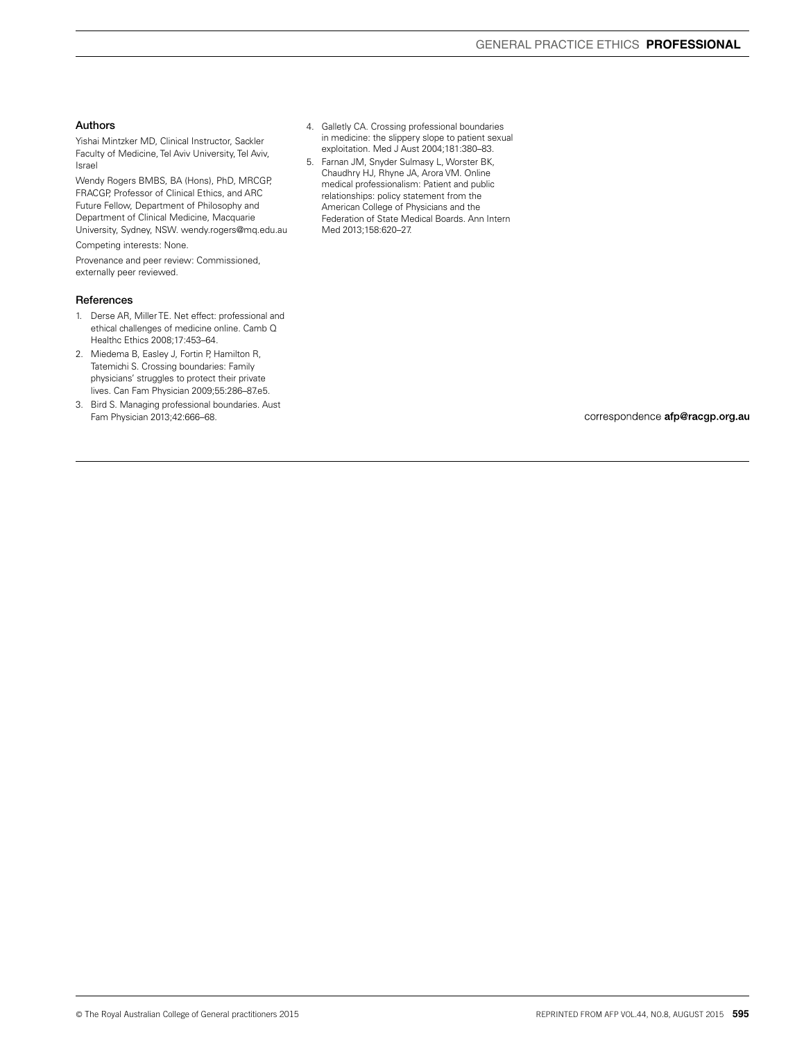### Authors

Yishai Mintzker MD, Clinical Instructor, Sackler Faculty of Medicine, Tel Aviv University, Tel Aviv, Israel

Wendy Rogers BMBS, BA (Hons), PhD, MRCGP, FRACGP, Professor of Clinical Ethics, and ARC Future Fellow, Department of Philosophy and Department of Clinical Medicine, Macquarie University, Sydney, NSW. wendy.rogers@mq.edu.au

Competing interests: None.

Provenance and peer review: Commissioned, externally peer reviewed.

### References

1. Derse AR, Miller TE. Net effect: professional and ethical challenges of medicine online. Camb Q Healthc Ethics 2008;17:453–64.
2. Miedema B, Easley J, Fortin P, Hamilton R, Tatemichi S. Crossing boundaries: Family physicians' struggles to protect their private lives. Can Fam Physician 2009;55:286–87.e5.
3. Bird S. Managing professional boundaries. Aust Fam Physician 2013;42:666–68.
4. Galletly CA. Crossing professional boundaries in medicine: the slippery slope to patient sexual exploitation. Med J Aust 2004;181:380–83.
5. Farnan JM, Snyder Sulmasy L, Worster BK, Chaudhry HJ, Rhyne JA, Arora VM. Online medical professionalism: Patient and public relationships: policy statement from the American College of Physicians and the Federation of State Medical Boards. Ann Intern Med 2013;158:620–27.

correspondence **afp@racgp.org.au**